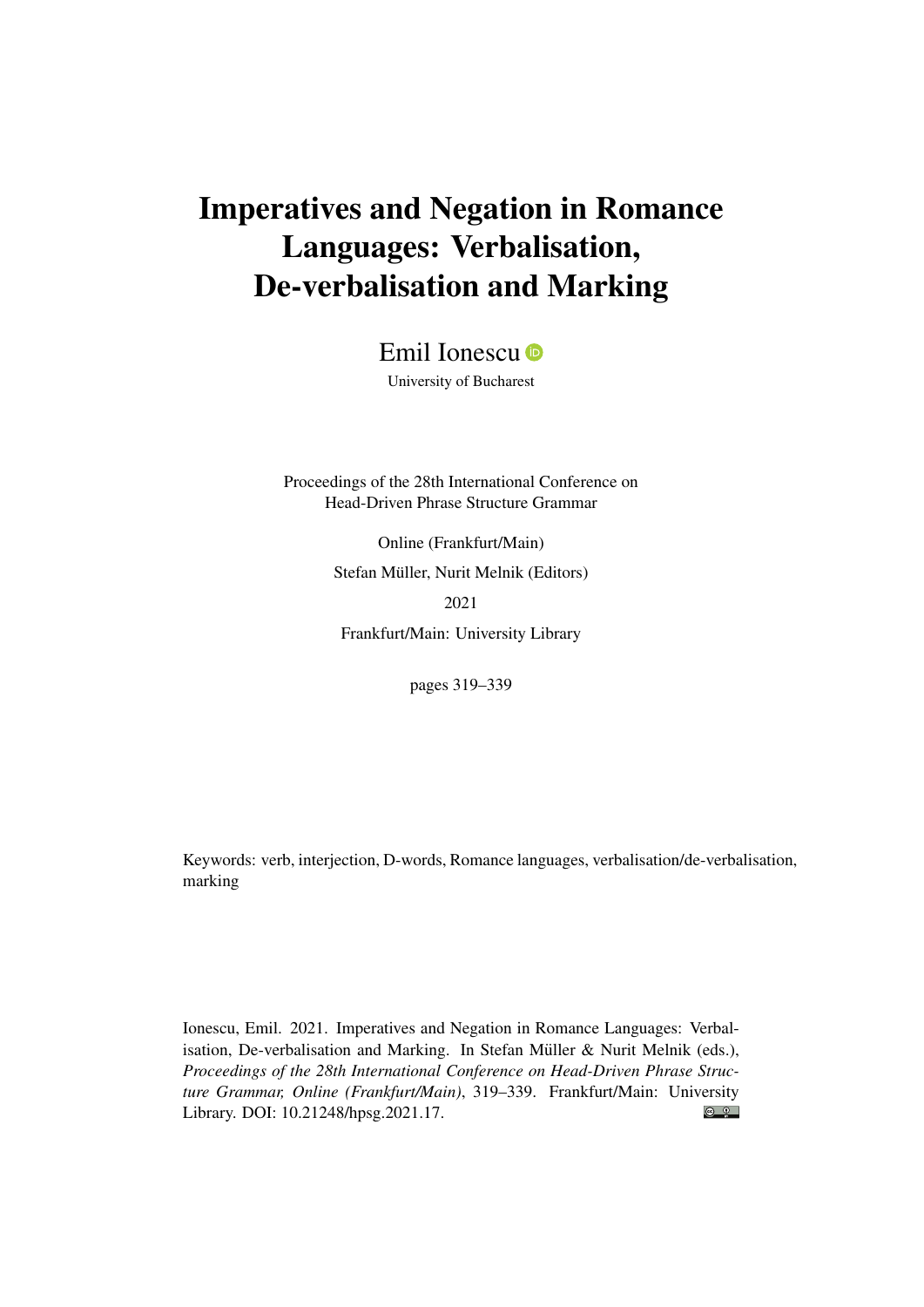# Imperatives and Negation in Romance Languages: Verbalisation, De-verbalisation and Marking

Emil Ionescu

University of Bucharest

Proceedings of the 28th International Conference on Head-Driven Phrase Structure Grammar

Online (Frankfurt/Main)

Stefan Müller, Nurit Melnik (Editors)

2021

Frankfurt/Main: University Library

pages 319–339

Keywords: verb, interjection, D-words, Romance languages, verbalisation/de-verbalisation, marking

Ionescu, Emil. 2021. Imperatives and Negation in Romance Languages: Verbalisation, De-verbalisation and Marking. In Stefan Müller & Nurit Melnik (eds.), *Proceedings of the 28th International Conference on Head-Driven Phrase Structure Grammar, Online (Frankfurt/Main)*, 319–339. Frankfurt/Main: University Library. DOI: 10.21248/hpsg.2021.17.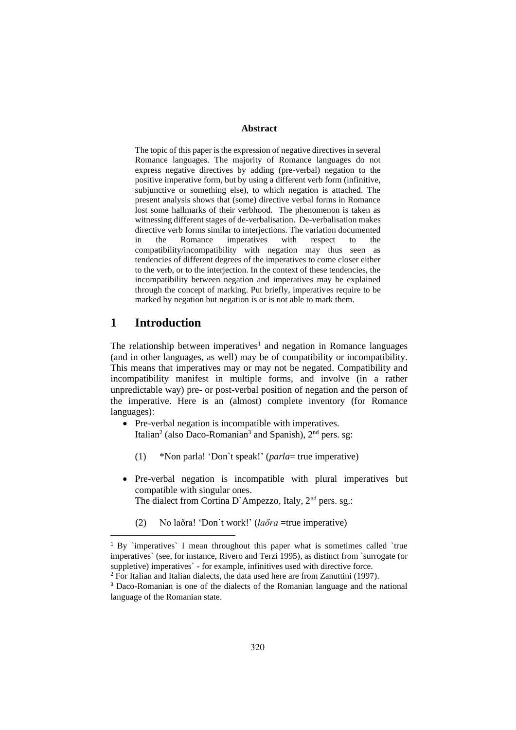**Abstract**

The topic of this paper is the expression of negative directives in several Romance languages. The majority of Romance languages do not express negative directives by adding (pre-verbal) negation to the positive imperative form, but by using a different verb form (infinitive, subjunctive or something else), to which negation is attached. The present analysis shows that (some) directive verbal forms in Romance lost some hallmarks of their verbhood. The phenomenon is taken as witnessing different stages of de-verbalisation. De-verbalisation makes directive verb forms similar to interjections. The variation documented in the Romance imperatives with respect to the compatibility/incompatibility with negation may thus seen as tendencies of different degrees of the imperatives to come closer either to the verb, or to the interjection. In the context of these tendencies, the incompatibility between negation and imperatives may be explained through the concept of marking. Put briefly, imperatives require to be marked by negation but negation is or is not able to mark them.

# 1 Introduction

The relationship between imperatives[1] and negation in Romance languages (and in other languages, as well) may be of compatibility or incompatibility. This means that imperatives may or may not be negated. Compatibility and incompatibility manifest in multiple forms, and involve (in a rather unpredictable way) pre- or post-verbal position of negation and the person of the imperative. Here is an (almost) complete inventory (for Romance languages):

- Pre-verbal negation is incompatible with imperatives.
  Italian[2] (also Daco-Romanian[3] and Spanish), 2nd pers. sg:

  (1) *Non parla! 'Don`t speak!' (*parla*= true imperative)

- Pre-verbal negation is incompatible with plural imperatives but compatible with singular ones.
  The dialect from Cortina D`Ampezzo, Italy, 2nd pers. sg.:

  (2) No laőra! 'Don`t work!' (*laőra* =true imperative)

[1] By `imperatives` I mean throughout this paper what is sometimes called `true imperatives` (see, for instance, Rivero and Terzi 1995), as distinct from `surrogate (or suppletive) imperatives` - for example, infinitives used with directive force.

[2] For Italian and Italian dialects, the data used here are from Zanuttini (1997).

[3] Daco-Romanian is one of the dialects of the Romanian language and the national language of the Romanian state.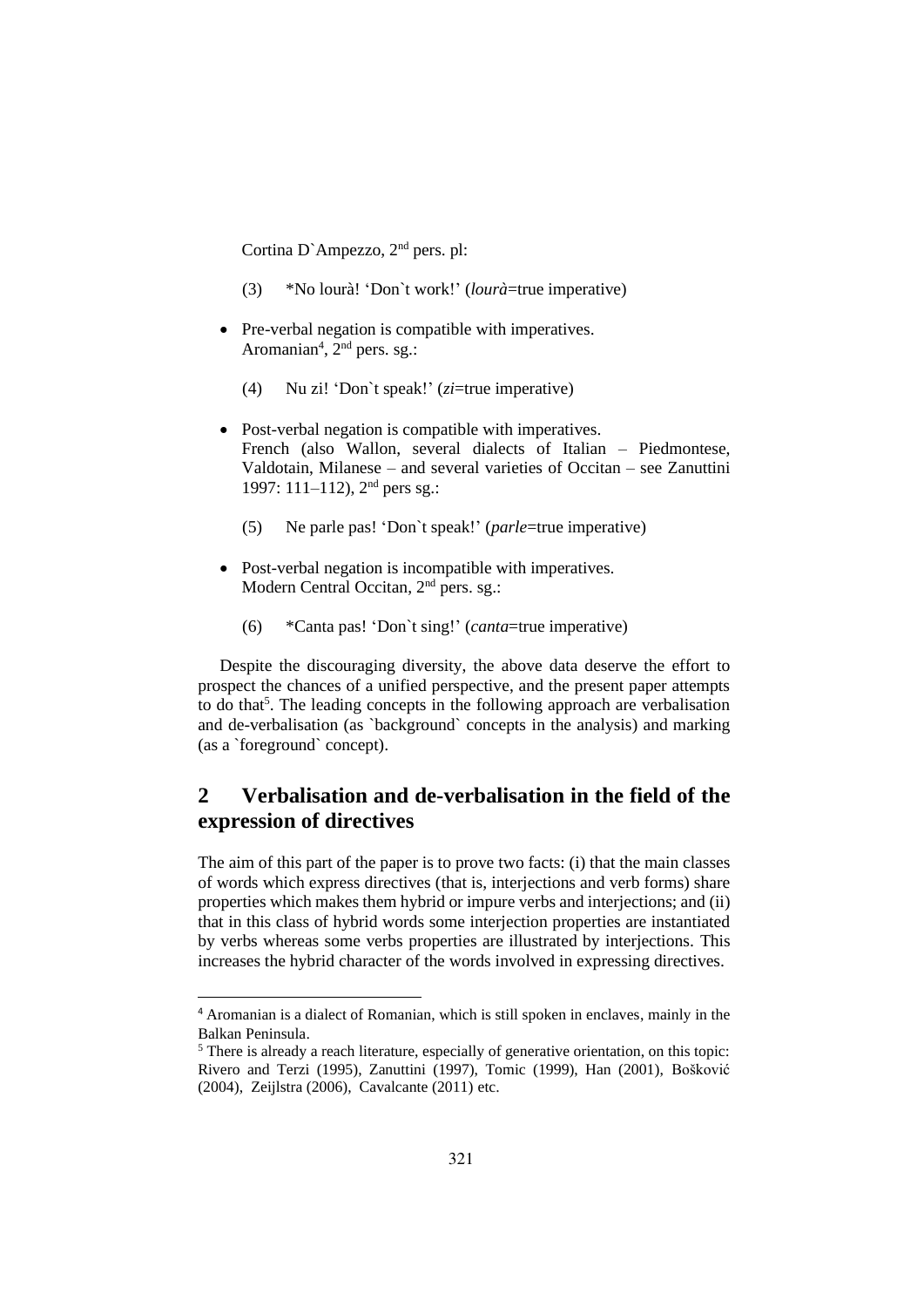Cortina D`Ampezzo, 2nd pers. pl:

(3) *No lourà! 'Don`t work!' (*lourà*=true imperative)

- Pre-verbal negation is compatible with imperatives.
  Aromanian[4], 2nd pers. sg.:

  (4) Nu zi! 'Don`t speak!' (*zi*=true imperative)

- Post-verbal negation is compatible with imperatives.
  French (also Wallon, several dialects of Italian – Piedmontese, Valdotain, Milanese – and several varieties of Occitan – see Zanuttini 1997: 111–112), 2nd pers sg.:

  (5) Ne parle pas! 'Don`t speak!' (*parle*=true imperative)

- Post-verbal negation is incompatible with imperatives.
  Modern Central Occitan, 2nd pers. sg.:

  (6) *Canta pas! 'Don`t sing!' (*canta*=true imperative)

Despite the discouraging diversity, the above data deserve the effort to prospect the chances of a unified perspective, and the present paper attempts to do that[5]. The leading concepts in the following approach are verbalisation and de-verbalisation (as `background` concepts in the analysis) and marking (as a `foreground` concept).

## 2 Verbalisation and de-verbalisation in the field of the expression of directives

The aim of this part of the paper is to prove two facts: (i) that the main classes of words which express directives (that is, interjections and verb forms) share properties which makes them hybrid or impure verbs and interjections; and (ii) that in this class of hybrid words some interjection properties are instantiated by verbs whereas some verbs properties are illustrated by interjections. This increases the hybrid character of the words involved in expressing directives.

[4] Aromanian is a dialect of Romanian, which is still spoken in enclaves, mainly in the Balkan Peninsula.

[5] There is already a reach literature, especially of generative orientation, on this topic: Rivero and Terzi (1995), Zanuttini (1997), Tomic (1999), Han (2001), Bošković (2004), Zeijlstra (2006), Cavalcante (2011) etc.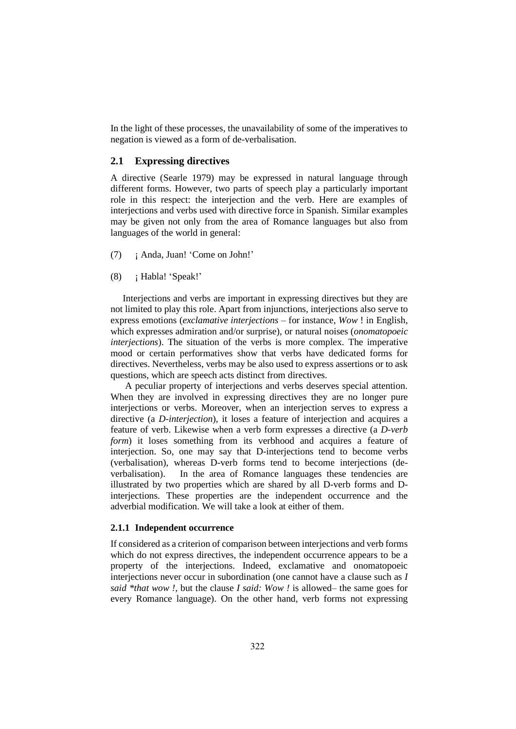In the light of these processes, the unavailability of some of the imperatives to negation is viewed as a form of de-verbalisation.

## 2.1 Expressing directives

A directive (Searle 1979) may be expressed in natural language through different forms. However, two parts of speech play a particularly important role in this respect: the interjection and the verb. Here are examples of interjections and verbs used with directive force in Spanish. Similar examples may be given not only from the area of Romance languages but also from languages of the world in general:

(7) ¡ Anda, Juan! 'Come on John!'

(8) ¡ Habla! 'Speak!'

Interjections and verbs are important in expressing directives but they are not limited to play this role. Apart from injunctions, interjections also serve to express emotions (*exclamative interjections* – for instance, *Wow* ! in English, which expresses admiration and/or surprise), or natural noises (*onomatopoeic interjections*). The situation of the verbs is more complex. The imperative mood or certain performatives show that verbs have dedicated forms for directives. Nevertheless, verbs may be also used to express assertions or to ask questions, which are speech acts distinct from directives.

A peculiar property of interjections and verbs deserves special attention. When they are involved in expressing directives they are no longer pure interjections or verbs. Moreover, when an interjection serves to express a directive (a *D-interjection*), it loses a feature of interjection and acquires a feature of verb. Likewise when a verb form expresses a directive (a *D-verb form*) it loses something from its verbhood and acquires a feature of interjection. So, one may say that D-interjections tend to become verbs (verbalisation), whereas D-verb forms tend to become interjections (de-verbalisation). In the area of Romance languages these tendencies are illustrated by two properties which are shared by all D-verb forms and D-interjections. These properties are the independent occurrence and the adverbial modification. We will take a look at either of them.

### 2.1.1 Independent occurrence

If considered as a criterion of comparison between interjections and verb forms which do not express directives, the independent occurrence appears to be a property of the interjections. Indeed, exclamative and onomatopoeic interjections never occur in subordination (one cannot have a clause such as *I said *that wow !*, but the clause *I said: Wow !* is allowed– the same goes for every Romance language). On the other hand, verb forms not expressing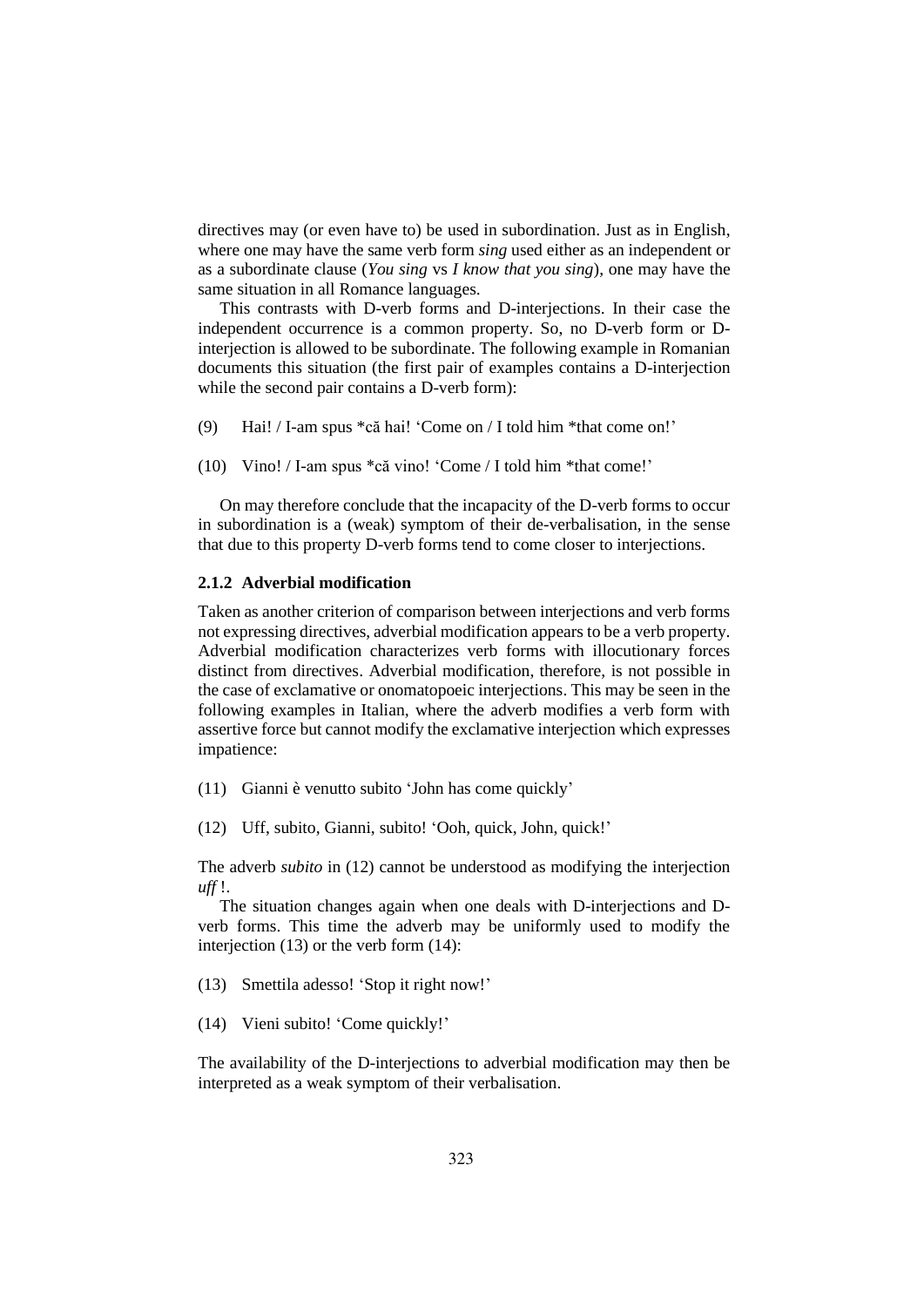directives may (or even have to) be used in subordination. Just as in English, where one may have the same verb form *sing* used either as an independent or as a subordinate clause (*You sing* vs *I know that you sing*), one may have the same situation in all Romance languages.

This contrasts with D-verb forms and D-interjections. In their case the independent occurrence is a common property. So, no D-verb form or D-interjection is allowed to be subordinate. The following example in Romanian documents this situation (the first pair of examples contains a D-interjection while the second pair contains a D-verb form):

(9) Hai! / I-am spus *că hai! 'Come on / I told him *that come on!'

(10) Vino! / I-am spus *că vino! 'Come / I told him *that come!'

On may therefore conclude that the incapacity of the D-verb forms to occur in subordination is a (weak) symptom of their de-verbalisation, in the sense that due to this property D-verb forms tend to come closer to interjections.

### 2.1.2 Adverbial modification

Taken as another criterion of comparison between interjections and verb forms not expressing directives, adverbial modification appears to be a verb property. Adverbial modification characterizes verb forms with illocutionary forces distinct from directives. Adverbial modification, therefore, is not possible in the case of exclamative or onomatopoeic interjections. This may be seen in the following examples in Italian, where the adverb modifies a verb form with assertive force but cannot modify the exclamative interjection which expresses impatience:

(11) Gianni è venutto subito 'John has come quickly'

(12) Uff, subito, Gianni, subito! 'Ooh, quick, John, quick!'

The adverb *subito* in (12) cannot be understood as modifying the interjection *uff* !.

The situation changes again when one deals with D-interjections and D-verb forms. This time the adverb may be uniformly used to modify the interjection (13) or the verb form (14):

(13) Smettila adesso! 'Stop it right now!'

(14) Vieni subito! 'Come quickly!'

The availability of the D-interjections to adverbial modification may then be interpreted as a weak symptom of their verbalisation.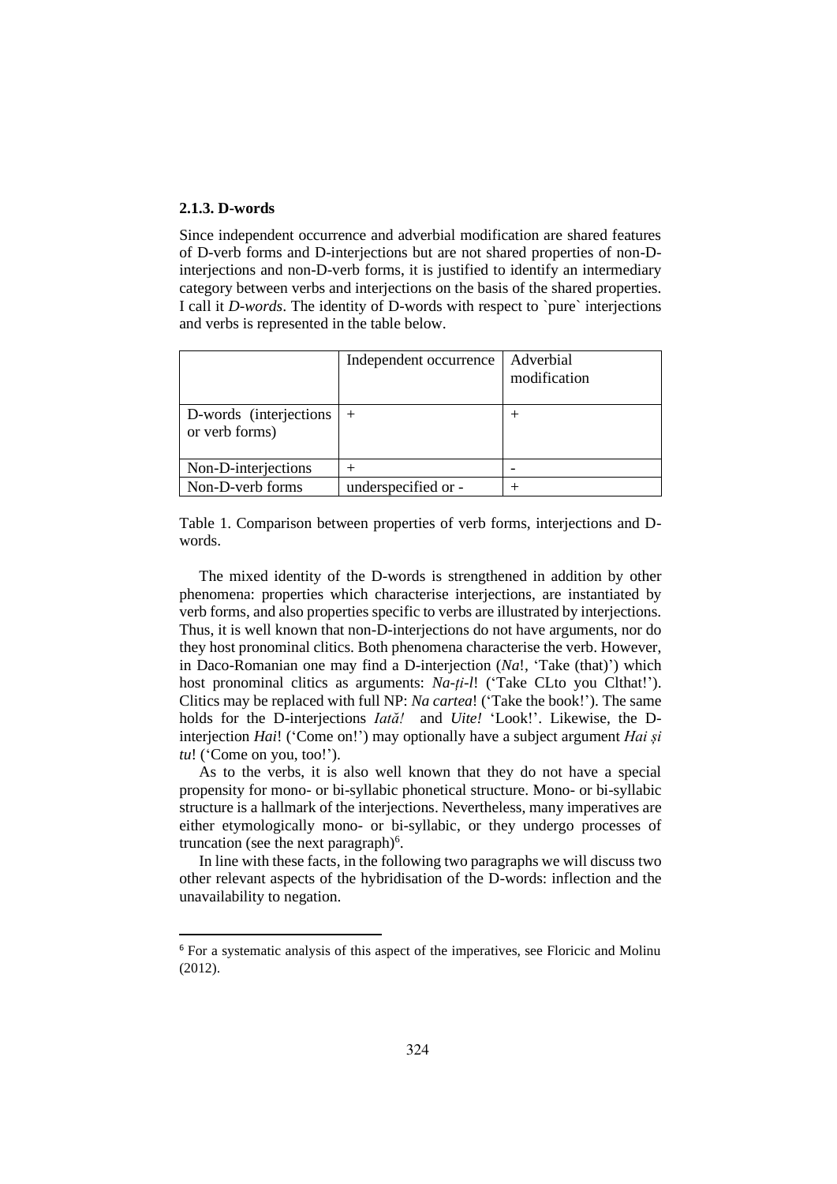### 2.1.3. D-words

Since independent occurrence and adverbial modification are shared features of D-verb forms and D-interjections but are not shared properties of non-D-interjections and non-D-verb forms, it is justified to identify an intermediary category between verbs and interjections on the basis of the shared properties. I call it *D-words*. The identity of D-words with respect to `pure` interjections and verbs is represented in the table below.

| | Independent occurrence | Adverbial modification |
|---|---|---|
| D-words (interjections or verb forms) | + | + |
| Non-D-interjections | + | - |
| Non-D-verb forms | underspecified or - | + |

Table 1. Comparison between properties of verb forms, interjections and D-words.

The mixed identity of the D-words is strengthened in addition by other phenomena: properties which characterise interjections, are instantiated by verb forms, and also properties specific to verbs are illustrated by interjections. Thus, it is well known that non-D-interjections do not have arguments, nor do they host pronominal clitics. Both phenomena characterise the verb. However, in Daco-Romanian one may find a D-interjection (*Na*!, 'Take (that)') which host pronominal clitics as arguments: *Na-ți-l*! ('Take CLto you Clthat!'). Clitics may be replaced with full NP: *Na cartea*! ('Take the book!'). The same holds for the D-interjections *Iată!* and *Uite!* 'Look!'. Likewise, the D-interjection *Hai*! ('Come on!') may optionally have a subject argument *Hai și tu*! ('Come on you, too!').

As to the verbs, it is also well known that they do not have a special propensity for mono- or bi-syllabic phonetical structure. Mono- or bi-syllabic structure is a hallmark of the interjections. Nevertheless, many imperatives are either etymologically mono- or bi-syllabic, or they undergo processes of truncation (see the next paragraph)[6].

In line with these facts, in the following two paragraphs we will discuss two other relevant aspects of the hybridisation of the D-words: inflection and the unavailability to negation.

[6] For a systematic analysis of this aspect of the imperatives, see Floricic and Molinu (2012).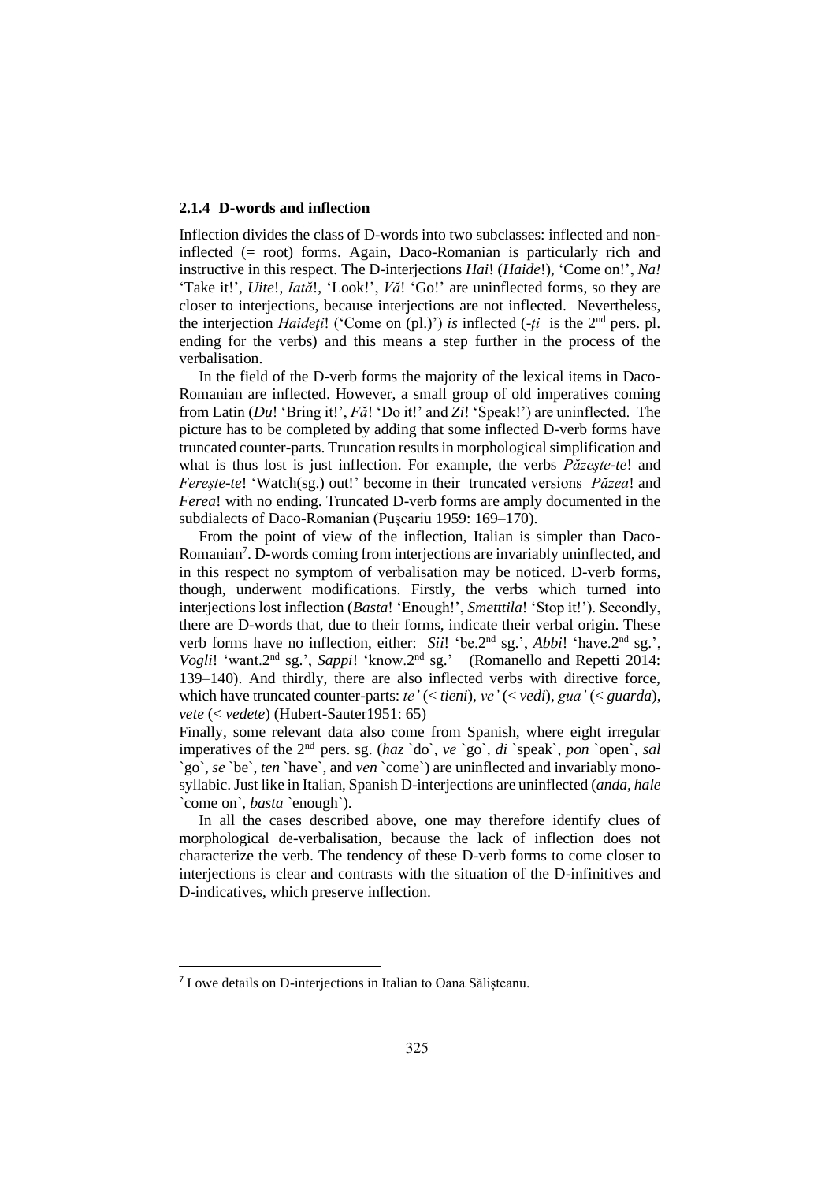### 2.1.4 D-words and inflection

Inflection divides the class of D-words into two subclasses: inflected and non-inflected (= root) forms. Again, Daco-Romanian is particularly rich and instructive in this respect. The D-interjections *Hai*! (*Haide*!), 'Come on!', *Na!* 'Take it!', *Uite*!, *Iată*!, 'Look!', *Vă*! 'Go!' are uninflected forms, so they are closer to interjections, because interjections are not inflected. Nevertheless, the interjection *Haideți*! ('Come on (pl.)') *is* inflected (*-ți* is the 2nd pers. pl. ending for the verbs) and this means a step further in the process of the verbalisation.

In the field of the D-verb forms the majority of the lexical items in Daco-Romanian are inflected. However, a small group of old imperatives coming from Latin (*Du*! 'Bring it!', *Fă*! 'Do it!' and *Zi*! 'Speak!') are uninflected. The picture has to be completed by adding that some inflected D-verb forms have truncated counter-parts. Truncation results in morphological simplification and what is thus lost is just inflection. For example, the verbs *Păzeşte-te*! and *Fereşte-te*! 'Watch(sg.) out!' become in their truncated versions *Păzea*! and *Ferea*! with no ending. Truncated D-verb forms are amply documented in the subdialects of Daco-Romanian (Puşcariu 1959: 169–170).

From the point of view of the inflection, Italian is simpler than Daco-Romanian[7]. D-words coming from interjections are invariably uninflected, and in this respect no symptom of verbalisation may be noticed. D-verb forms, though, underwent modifications. Firstly, the verbs which turned into interjections lost inflection (*Basta*! 'Enough!', *Smetttila*! 'Stop it!'). Secondly, there are D-words that, due to their forms, indicate their verbal origin. These verb forms have no inflection, either: *Sii*! 'be.2nd sg.', *Abbi*! 'have.2nd sg.', *Vogli*! 'want.2nd sg.', *Sappi*! 'know.2nd sg.' (Romanello and Repetti 2014: 139–140). And thirdly, there are also inflected verbs with directive force, which have truncated counter-parts: *te'* (< *tieni*), *ve'* (< *vedi*), *gua'* (< *guarda*), *vete* (< *vedete*) (Hubert-Sauter1951: 65)

Finally, some relevant data also come from Spanish, where eight irregular imperatives of the 2nd pers. sg. (*haz* \`do\`, *ve* \`go\`, *di* \`speak\`, *pon* \`open\`, *sal* \`go\`, *se* \`be\`, *ten* \`have\`, and *ven* \`come\`) are uninflected and invariably mono-syllabic. Just like in Italian, Spanish D-interjections are uninflected (*anda, hale* \`come on\`, *basta* \`enough\`).

In all the cases described above, one may therefore identify clues of morphological de-verbalisation, because the lack of inflection does not characterize the verb. The tendency of these D-verb forms to come closer to interjections is clear and contrasts with the situation of the D-infinitives and D-indicatives, which preserve inflection.

---

[7] I owe details on D-interjections in Italian to Oana Sălișteanu.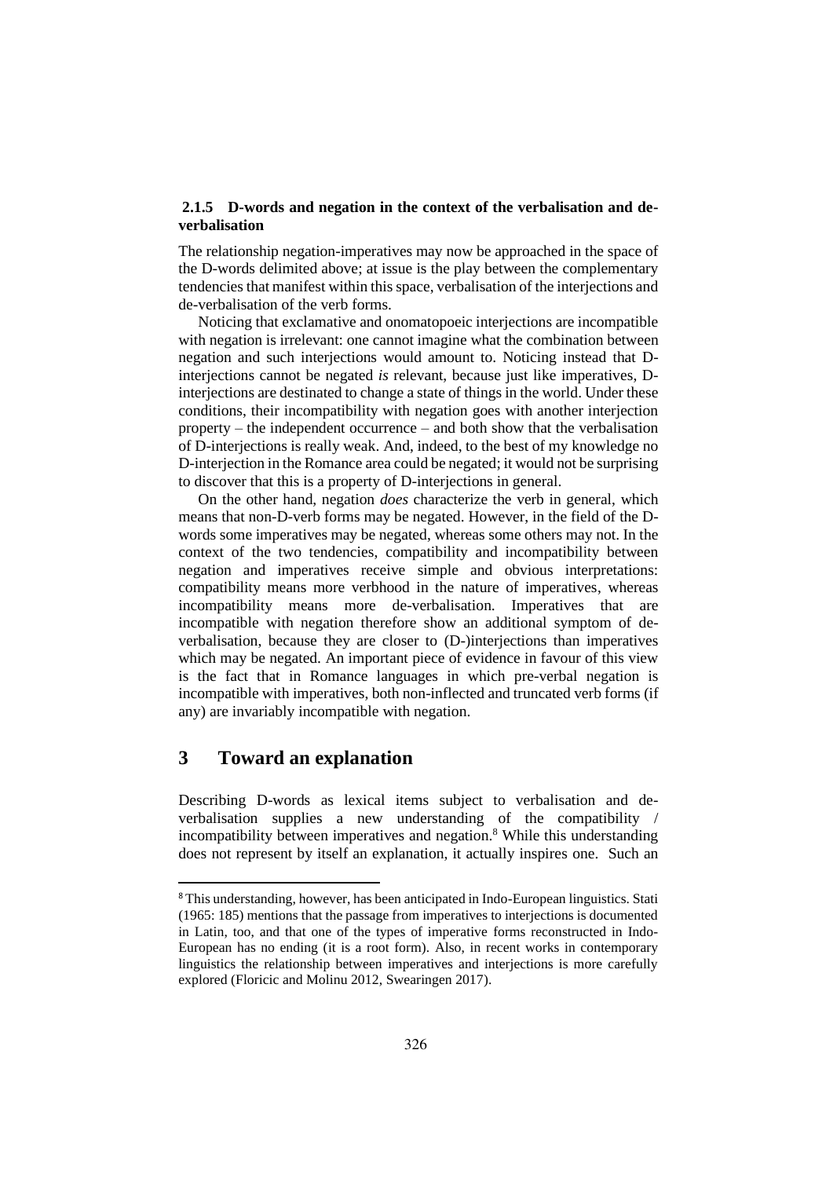### 2.1.5 D-words and negation in the context of the verbalisation and de-verbalisation

The relationship negation-imperatives may now be approached in the space of the D-words delimited above; at issue is the play between the complementary tendencies that manifest within this space, verbalisation of the interjections and de-verbalisation of the verb forms.

Noticing that exclamative and onomatopoeic interjections are incompatible with negation is irrelevant: one cannot imagine what the combination between negation and such interjections would amount to. Noticing instead that D-interjections cannot be negated *is* relevant, because just like imperatives, D-interjections are destinated to change a state of things in the world. Under these conditions, their incompatibility with negation goes with another interjection property – the independent occurrence – and both show that the verbalisation of D-interjections is really weak. And, indeed, to the best of my knowledge no D-interjection in the Romance area could be negated; it would not be surprising to discover that this is a property of D-interjections in general.

On the other hand, negation *does* characterize the verb in general, which means that non-D-verb forms may be negated. However, in the field of the D-words some imperatives may be negated, whereas some others may not. In the context of the two tendencies, compatibility and incompatibility between negation and imperatives receive simple and obvious interpretations: compatibility means more verbhood in the nature of imperatives, whereas incompatibility means more de-verbalisation. Imperatives that are incompatible with negation therefore show an additional symptom of de-verbalisation, because they are closer to (D-)interjections than imperatives which may be negated. An important piece of evidence in favour of this view is the fact that in Romance languages in which pre-verbal negation is incompatible with imperatives, both non-inflected and truncated verb forms (if any) are invariably incompatible with negation.

## 3 Toward an explanation

Describing D-words as lexical items subject to verbalisation and de-verbalisation supplies a new understanding of the compatibility / incompatibility between imperatives and negation.[8] While this understanding does not represent by itself an explanation, it actually inspires one. Such an

[8] This understanding, however, has been anticipated in Indo-European linguistics. Stati (1965: 185) mentions that the passage from imperatives to interjections is documented in Latin, too, and that one of the types of imperative forms reconstructed in Indo-European has no ending (it is a root form). Also, in recent works in contemporary linguistics the relationship between imperatives and interjections is more carefully explored (Floricic and Molinu 2012, Swearingen 2017).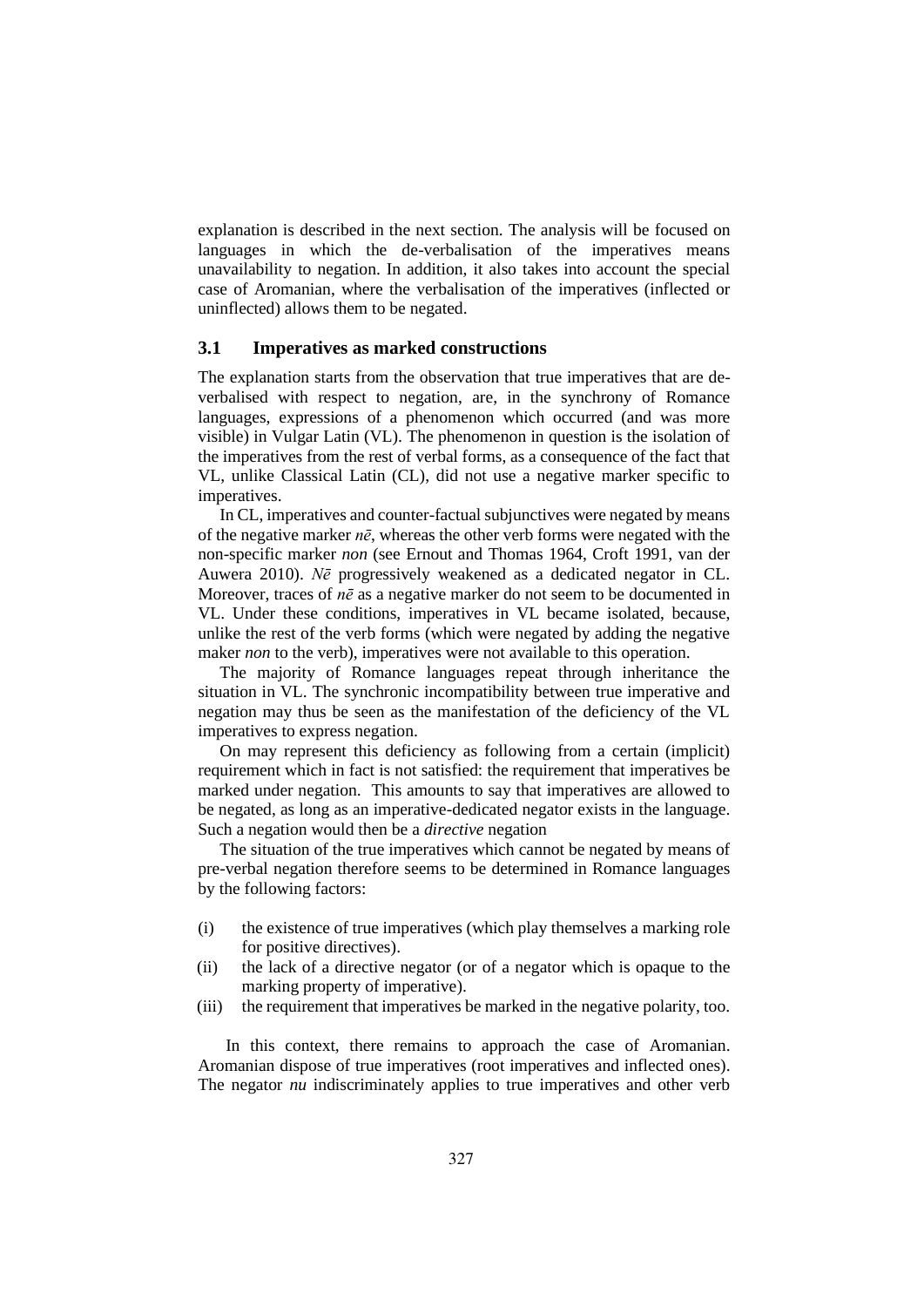explanation is described in the next section. The analysis will be focused on languages in which the de-verbalisation of the imperatives means unavailability to negation. In addition, it also takes into account the special case of Aromanian, where the verbalisation of the imperatives (inflected or uninflected) allows them to be negated.

### 3.1 Imperatives as marked constructions

The explanation starts from the observation that true imperatives that are de-verbalised with respect to negation, are, in the synchrony of Romance languages, expressions of a phenomenon which occurred (and was more visible) in Vulgar Latin (VL). The phenomenon in question is the isolation of the imperatives from the rest of verbal forms, as a consequence of the fact that VL, unlike Classical Latin (CL), did not use a negative marker specific to imperatives.

In CL, imperatives and counter-factual subjunctives were negated by means of the negative marker *nē*, whereas the other verb forms were negated with the non-specific marker *non* (see Ernout and Thomas 1964, Croft 1991, van der Auwera 2010). *Nē* progressively weakened as a dedicated negator in CL. Moreover, traces of *nē* as a negative marker do not seem to be documented in VL. Under these conditions, imperatives in VL became isolated, because, unlike the rest of the verb forms (which were negated by adding the negative maker *non* to the verb), imperatives were not available to this operation.

The majority of Romance languages repeat through inheritance the situation in VL. The synchronic incompatibility between true imperative and negation may thus be seen as the manifestation of the deficiency of the VL imperatives to express negation.

On may represent this deficiency as following from a certain (implicit) requirement which in fact is not satisfied: the requirement that imperatives be marked under negation. This amounts to say that imperatives are allowed to be negated, as long as an imperative-dedicated negator exists in the language. Such a negation would then be a *directive* negation

The situation of the true imperatives which cannot be negated by means of pre-verbal negation therefore seems to be determined in Romance languages by the following factors:

(i) the existence of true imperatives (which play themselves a marking role for positive directives).
(ii) the lack of a directive negator (or of a negator which is opaque to the marking property of imperative).
(iii) the requirement that imperatives be marked in the negative polarity, too.

In this context, there remains to approach the case of Aromanian. Aromanian dispose of true imperatives (root imperatives and inflected ones). The negator *nu* indiscriminately applies to true imperatives and other verb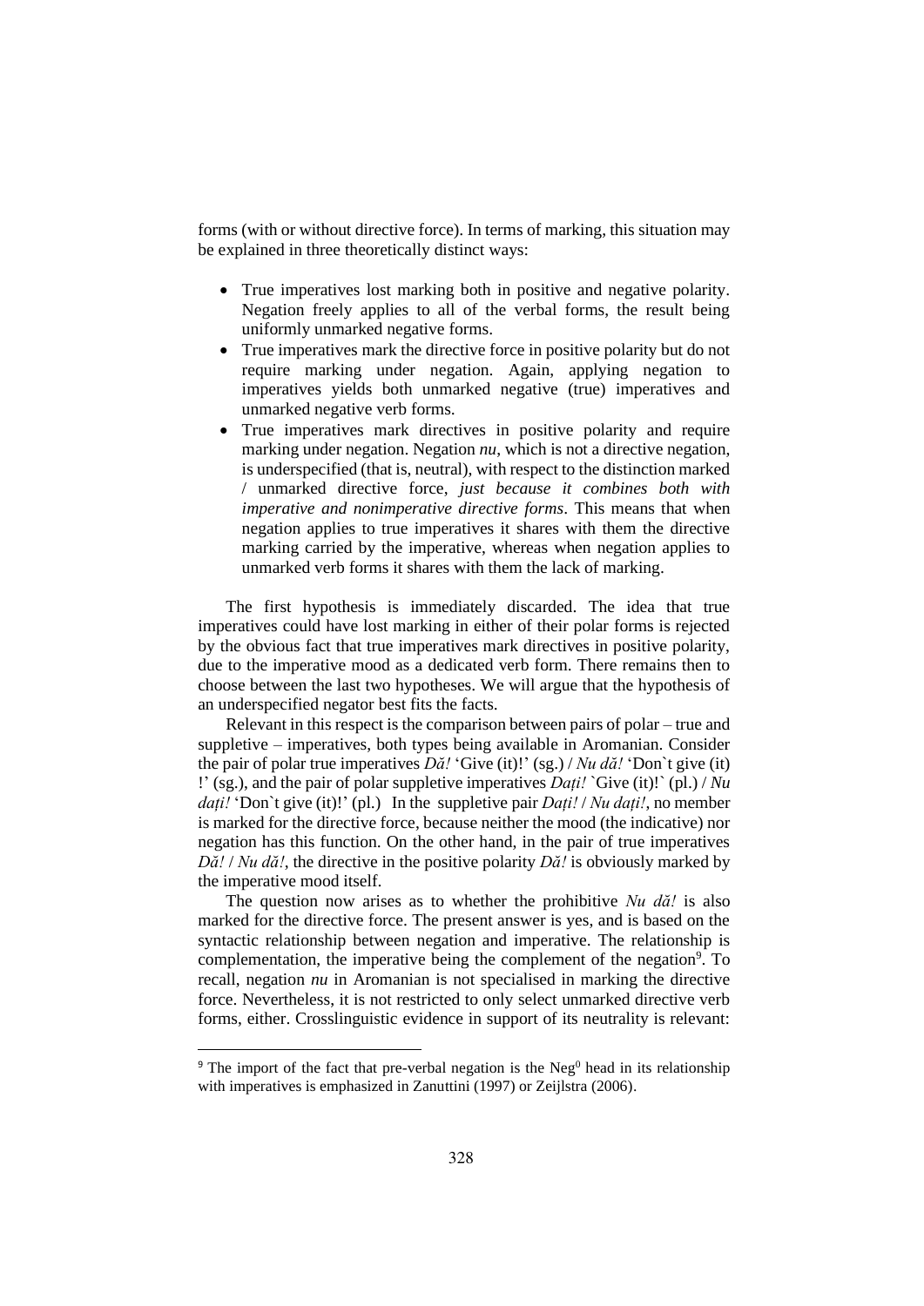forms (with or without directive force). In terms of marking, this situation may be explained in three theoretically distinct ways:

- True imperatives lost marking both in positive and negative polarity. Negation freely applies to all of the verbal forms, the result being uniformly unmarked negative forms.
- True imperatives mark the directive force in positive polarity but do not require marking under negation. Again, applying negation to imperatives yields both unmarked negative (true) imperatives and unmarked negative verb forms.
- True imperatives mark directives in positive polarity and require marking under negation. Negation *nu*, which is not a directive negation, is underspecified (that is, neutral), with respect to the distinction marked / unmarked directive force, *just because it combines both with imperative and nonimperative directive forms*. This means that when negation applies to true imperatives it shares with them the directive marking carried by the imperative, whereas when negation applies to unmarked verb forms it shares with them the lack of marking.

The first hypothesis is immediately discarded. The idea that true imperatives could have lost marking in either of their polar forms is rejected by the obvious fact that true imperatives mark directives in positive polarity, due to the imperative mood as a dedicated verb form. There remains then to choose between the last two hypotheses. We will argue that the hypothesis of an underspecified negator best fits the facts.

Relevant in this respect is the comparison between pairs of polar – true and suppletive – imperatives, both types being available in Aromanian. Consider the pair of polar true imperatives *Dă!* 'Give (it)!' (sg.) / *Nu dă!* 'Don`t give (it) !' (sg.), and the pair of polar suppletive imperatives *Dați!* `Give (it)!` (pl.) / *Nu dați!* 'Don`t give (it)!' (pl.) In the suppletive pair *Dați!* / *Nu dați!*, no member is marked for the directive force, because neither the mood (the indicative) nor negation has this function. On the other hand, in the pair of true imperatives *Dă!* / *Nu dă!*, the directive in the positive polarity *Dă!* is obviously marked by the imperative mood itself.

The question now arises as to whether the prohibitive *Nu dă!* is also marked for the directive force. The present answer is yes, and is based on the syntactic relationship between negation and imperative. The relationship is complementation, the imperative being the complement of the negation[9]. To recall, negation *nu* in Aromanian is not specialised in marking the directive force. Nevertheless, it is not restricted to only select unmarked directive verb forms, either. Crosslinguistic evidence in support of its neutrality is relevant:

[9] The import of the fact that pre-verbal negation is the $Neg^0$ head in its relationship with imperatives is emphasized in Zanuttini (1997) or Zeijlstra (2006).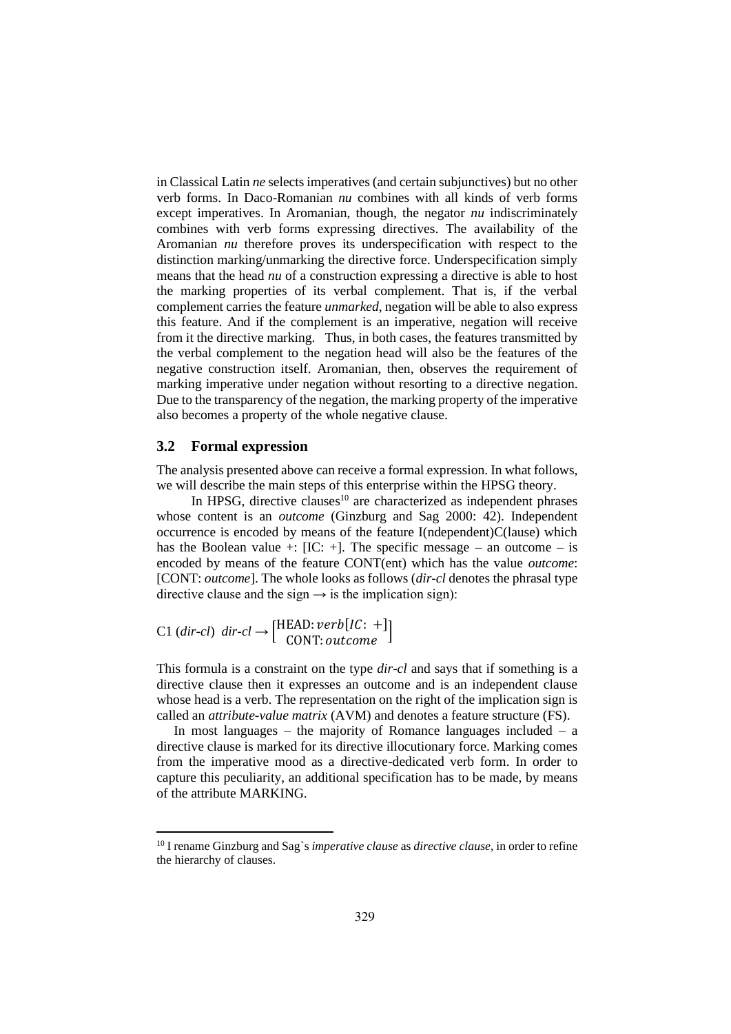in Classical Latin *ne* selects imperatives (and certain subjunctives) but no other verb forms. In Daco-Romanian *nu* combines with all kinds of verb forms except imperatives. In Aromanian, though, the negator *nu* indiscriminately combines with verb forms expressing directives. The availability of the Aromanian *nu* therefore proves its underspecification with respect to the distinction marking/unmarking the directive force. Underspecification simply means that the head *nu* of a construction expressing a directive is able to host the marking properties of its verbal complement. That is, if the verbal complement carries the feature *unmarked*, negation will be able to also express this feature. And if the complement is an imperative, negation will receive from it the directive marking. Thus, in both cases, the features transmitted by the verbal complement to the negation head will also be the features of the negative construction itself. Aromanian, then, observes the requirement of marking imperative under negation without resorting to a directive negation. Due to the transparency of the negation, the marking property of the imperative also becomes a property of the whole negative clause.

### 3.2 Formal expression

The analysis presented above can receive a formal expression. In what follows, we will describe the main steps of this enterprise within the HPSG theory.

In HPSG, directive clauses[10] are characterized as independent phrases whose content is an *outcome* (Ginzburg and Sag 2000: 42). Independent occurrence is encoded by means of the feature I(ndependent)C(lause) which has the Boolean value +: [IC: +]. The specific message – an outcome – is encoded by means of the feature CONT(ent) which has the value *outcome*: [CONT: *outcome*]. The whole looks as follows (*dir-cl* denotes the phrasal type directive clause and the sign → is the implication sign):

C1 (*dir-cl*) $dir\text{-}cl \rightarrow \begin{bmatrix} \text{HEAD: } verb[IC: +] \\ \text{CONT: } outcome \end{bmatrix}$

This formula is a constraint on the type *dir-cl* and says that if something is a directive clause then it expresses an outcome and is an independent clause whose head is a verb. The representation on the right of the implication sign is called an *attribute-value matrix* (AVM) and denotes a feature structure (FS).

In most languages – the majority of Romance languages included – a directive clause is marked for its directive illocutionary force. Marking comes from the imperative mood as a directive-dedicated verb form. In order to capture this peculiarity, an additional specification has to be made, by means of the attribute MARKING.

[10] I rename Ginzburg and Sag`s *imperative clause* as *directive clause*, in order to refine the hierarchy of clauses.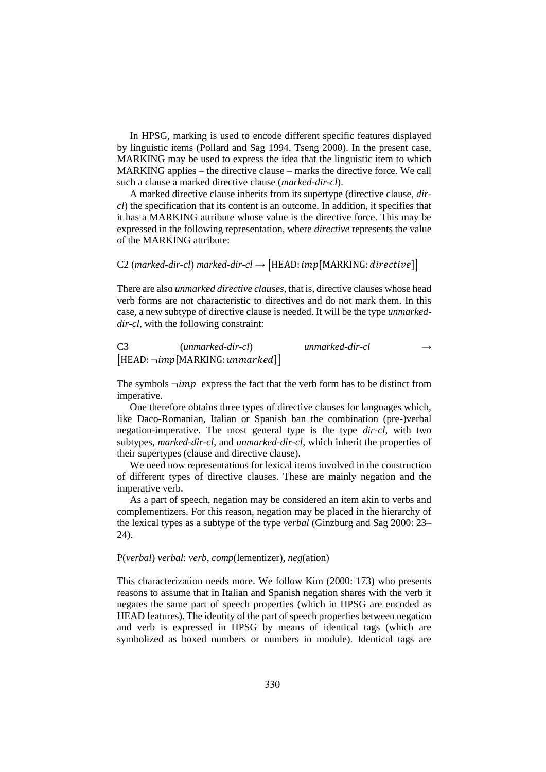In HPSG, marking is used to encode different specific features displayed by linguistic items (Pollard and Sag 1994, Tseng 2000). In the present case, MARKING may be used to express the idea that the linguistic item to which MARKING applies – the directive clause – marks the directive force. We call such a clause a marked directive clause (*marked-dir-cl*).

A marked directive clause inherits from its supertype (directive clause, *dir-cl*) the specification that its content is an outcome. In addition, it specifies that it has a MARKING attribute whose value is the directive force. This may be expressed in the following representation, where *directive* represents the value of the MARKING attribute:

C2 (*marked-dir-cl*) *marked-dir-cl* → $[\text{HEAD}: imp[\text{MARKING}: directive]]$

There are also *unmarked directive clauses*, that is, directive clauses whose head verb forms are not characteristic to directives and do not mark them. In this case, a new subtype of directive clause is needed. It will be the type *unmarked-dir-cl*, with the following constraint:

C3 (*unmarked-dir-cl*) *unmarked-dir-cl* → $[\text{HEAD}: \neg imp[\text{MARKING}: unmarked]]$

The symbols $\neg imp$ express the fact that the verb form has to be distinct from imperative.

One therefore obtains three types of directive clauses for languages which, like Daco-Romanian, Italian or Spanish ban the combination (pre-)verbal negation-imperative. The most general type is the type *dir-cl*, with two subtypes, *marked-dir-cl*, and *unmarked-dir-cl*, which inherit the properties of their supertypes (clause and directive clause).

We need now representations for lexical items involved in the construction of different types of directive clauses. These are mainly negation and the imperative verb.

As a part of speech, negation may be considered an item akin to verbs and complementizers. For this reason, negation may be placed in the hierarchy of the lexical types as a subtype of the type *verbal* (Ginzburg and Sag 2000: 23–24).

P(*verbal*) *verbal*: *verb*, *comp*(lementizer), *neg*(ation)

This characterization needs more. We follow Kim (2000: 173) who presents reasons to assume that in Italian and Spanish negation shares with the verb it negates the same part of speech properties (which in HPSG are encoded as HEAD features). The identity of the part of speech properties between negation and verb is expressed in HPSG by means of identical tags (which are symbolized as boxed numbers or numbers in module). Identical tags are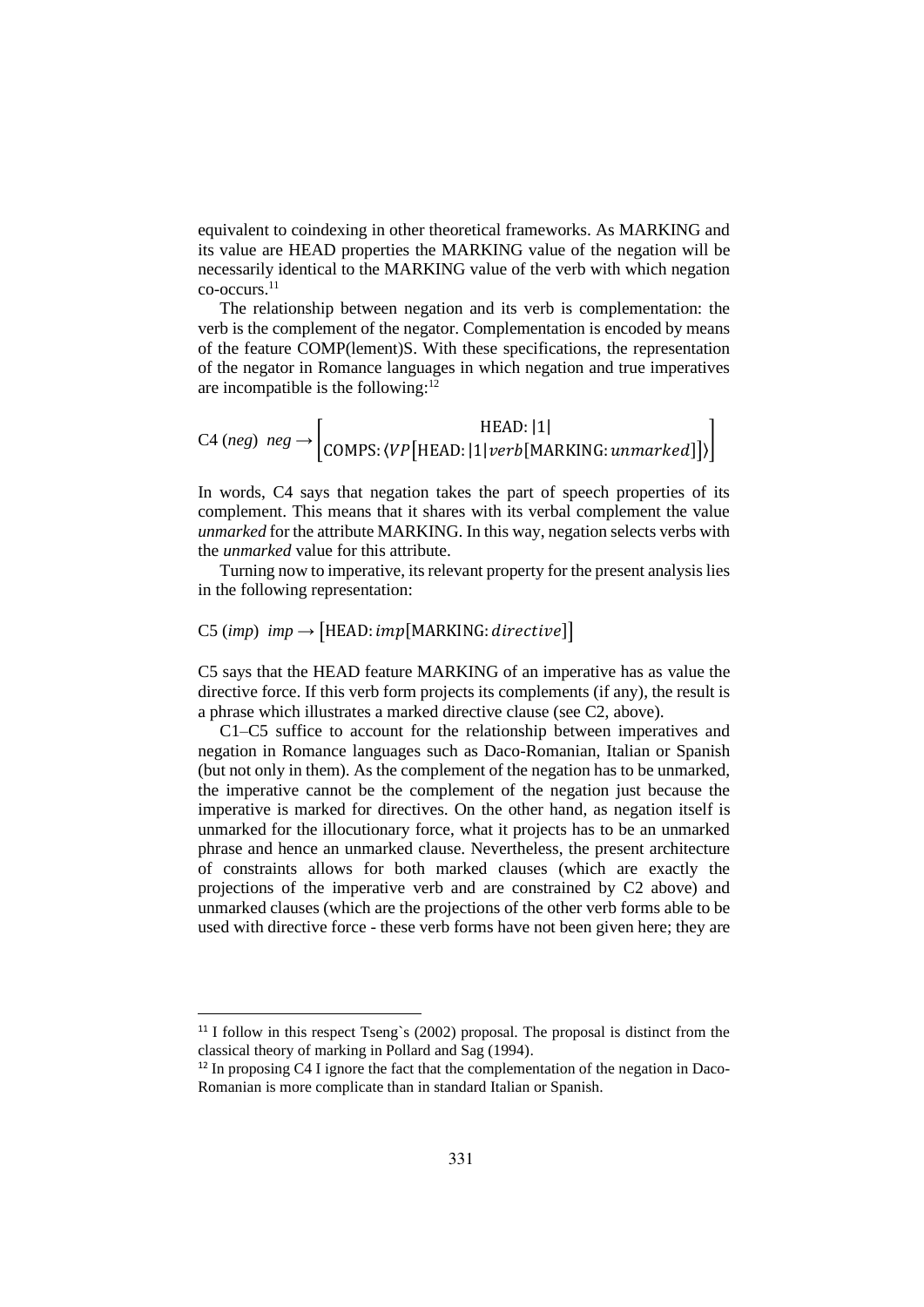equivalent to coindexing in other theoretical frameworks. As MARKING and its value are HEAD properties the MARKING value of the negation will be necessarily identical to the MARKING value of the verb with which negation co-occurs.[11]

The relationship between negation and its verb is complementation: the verb is the complement of the negator. Complementation is encoded by means of the feature COMP(lement)S. With these specifications, the representation of the negator in Romance languages in which negation and true imperatives are incompatible is the following:[12]

$$\text{C4 } (\textit{neg}) \;\; \textit{neg} \rightarrow \begin{bmatrix} \text{HEAD: } |1| \\ \text{COMPS: } \langle VP[\text{HEAD: } |1|\, verb[\text{MARKING: } unmarked]]\rangle \end{bmatrix}$$

In words, C4 says that negation takes the part of speech properties of its complement. This means that it shares with its verbal complement the value *unmarked* for the attribute MARKING. In this way, negation selects verbs with the *unmarked* value for this attribute.

Turning now to imperative, its relevant property for the present analysis lies in the following representation:

$$\text{C5 } (\textit{imp}) \;\; \textit{imp} \rightarrow [\text{HEAD: } imp[\text{MARKING: } directive]]$$

C5 says that the HEAD feature MARKING of an imperative has as value the directive force. If this verb form projects its complements (if any), the result is a phrase which illustrates a marked directive clause (see C2, above).

C1–C5 suffice to account for the relationship between imperatives and negation in Romance languages such as Daco-Romanian, Italian or Spanish (but not only in them). As the complement of the negation has to be unmarked, the imperative cannot be the complement of the negation just because the imperative is marked for directives. On the other hand, as negation itself is unmarked for the illocutionary force, what it projects has to be an unmarked phrase and hence an unmarked clause. Nevertheless, the present architecture of constraints allows for both marked clauses (which are exactly the projections of the imperative verb and are constrained by C2 above) and unmarked clauses (which are the projections of the other verb forms able to be used with directive force - these verb forms have not been given here; they are

---

[11] I follow in this respect Tseng`s (2002) proposal. The proposal is distinct from the classical theory of marking in Pollard and Sag (1994).

[12] In proposing C4 I ignore the fact that the complementation of the negation in Daco-Romanian is more complicate than in standard Italian or Spanish.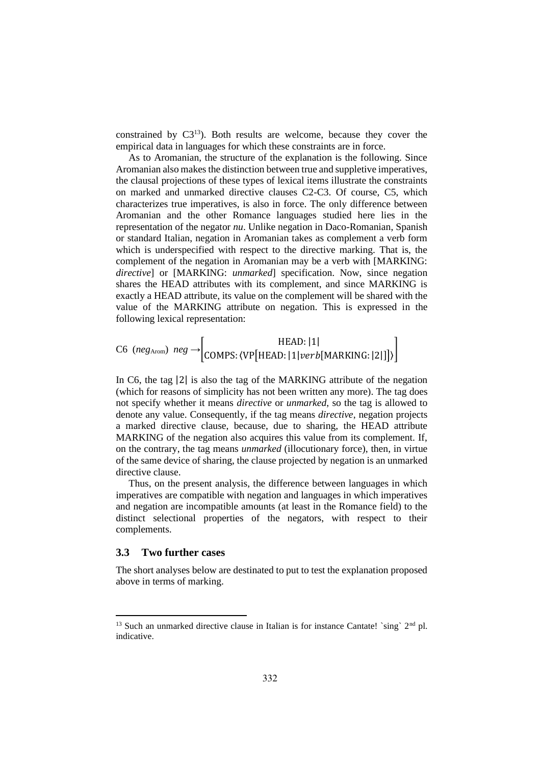constrained by C3[13]). Both results are welcome, because they cover the empirical data in languages for which these constraints are in force.

As to Aromanian, the structure of the explanation is the following. Since Aromanian also makes the distinction between true and suppletive imperatives, the clausal projections of these types of lexical items illustrate the constraints on marked and unmarked directive clauses C2-C3. Of course, C5, which characterizes true imperatives, is also in force. The only difference between Aromanian and the other Romance languages studied here lies in the representation of the negator *nu*. Unlike negation in Daco-Romanian, Spanish or standard Italian, negation in Aromanian takes as complement a verb form which is underspecified with respect to the directive marking. That is, the complement of the negation in Aromanian may be a verb with [MARKING: *directive*] or [MARKING: *unmarked*] specification. Now, since negation shares the HEAD attributes with its complement, and since MARKING is exactly a HEAD attribute, its value on the complement will be shared with the value of the MARKING attribute on negation. This is expressed in the following lexical representation:

$$\text{C6}\ \ (neg_{\text{Arom}})\ \ neg \rightarrow \begin{bmatrix} \text{HEAD: } |1| \\ \text{COMPS: } \langle \text{VP}\big[\text{HEAD: } |1|\, verb[\text{MARKING: } |2|]\big] \rangle \end{bmatrix}$$

In C6, the tag $|2|$ is also the tag of the MARKING attribute of the negation (which for reasons of simplicity has not been written any more). The tag does not specify whether it means *directive* or *unmarked*, so the tag is allowed to denote any value. Consequently, if the tag means *directive*, negation projects a marked directive clause, because, due to sharing, the HEAD attribute MARKING of the negation also acquires this value from its complement. If, on the contrary, the tag means *unmarked* (illocutionary force), then, in virtue of the same device of sharing, the clause projected by negation is an unmarked directive clause.

Thus, on the present analysis, the difference between languages in which imperatives are compatible with negation and languages in which imperatives and negation are incompatible amounts (at least in the Romance field) to the distinct selectional properties of the negators, with respect to their complements.

### 3.3 Two further cases

The short analyses below are destinated to put to test the explanation proposed above in terms of marking.

[13] Such an unmarked directive clause in Italian is for instance Cantate! `sing` 2nd pl. indicative.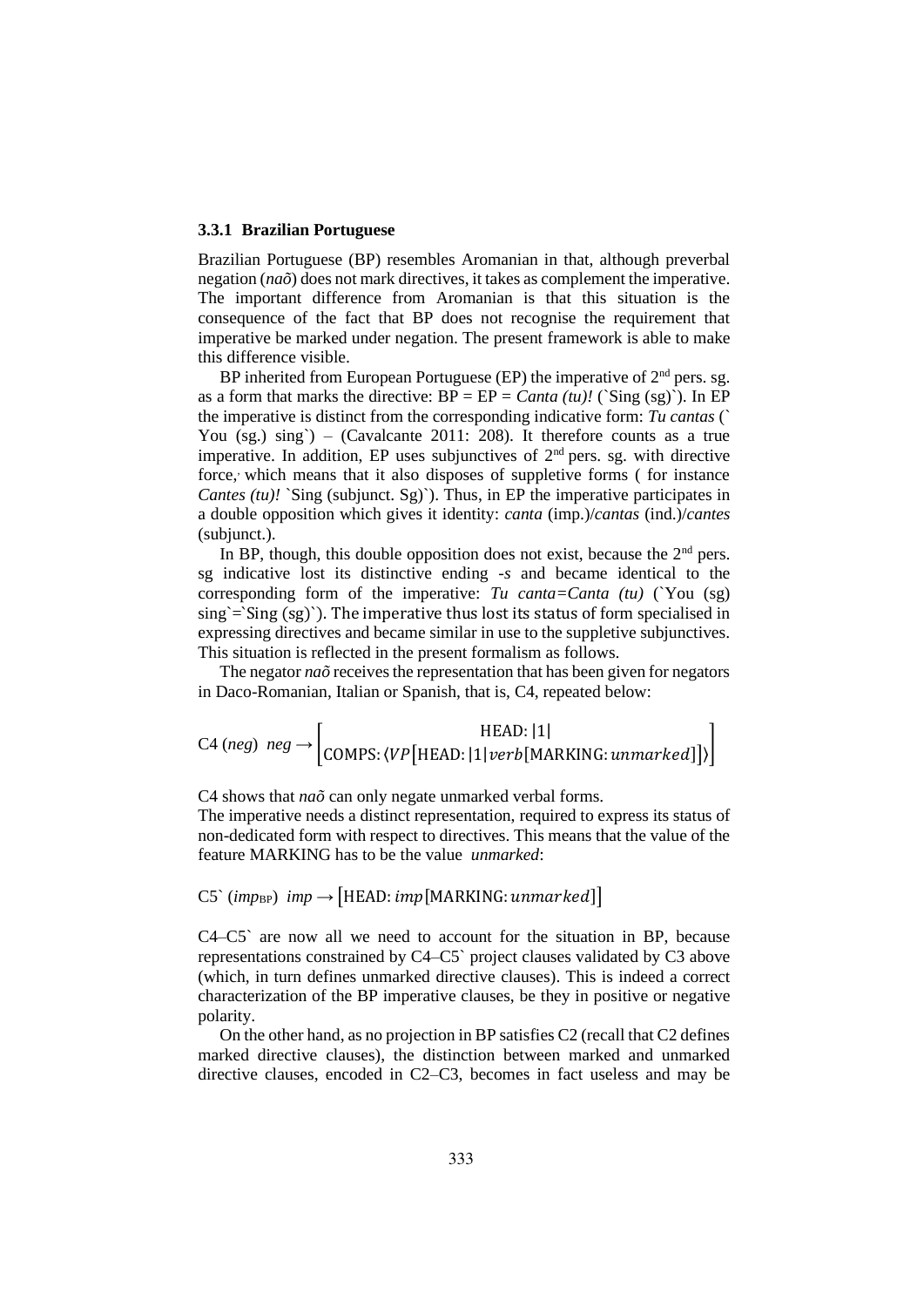### 3.3.1 Brazilian Portuguese

Brazilian Portuguese (BP) resembles Aromanian in that, although preverbal negation (*naõ*) does not mark directives, it takes as complement the imperative. The important difference from Aromanian is that this situation is the consequence of the fact that BP does not recognise the requirement that imperative be marked under negation. The present framework is able to make this difference visible.

BP inherited from European Portuguese (EP) the imperative of 2[nd] pers. sg. as a form that marks the directive: BP = EP = *Canta (tu)!* (`Sing (sg)`). In EP the imperative is distinct from the corresponding indicative form: *Tu cantas* (` You (sg.) sing`) – (Cavalcante 2011: 208). It therefore counts as a true imperative. In addition, EP uses subjunctives of 2[nd] pers. sg. with directive force, which means that it also disposes of suppletive forms ( for instance *Cantes (tu)!* `Sing (subjunct. Sg)`). Thus, in EP the imperative participates in a double opposition which gives it identity: *canta* (imp.)/*cantas* (ind.)/*cantes* (subjunct.).

In BP, though, this double opposition does not exist, because the 2[nd] pers. sg indicative lost its distinctive ending *-s* and became identical to the corresponding form of the imperative: *Tu canta=Canta (tu)* (`You (sg) sing`=`Sing (sg)`). The imperative thus lost its status of form specialised in expressing directives and became similar in use to the suppletive subjunctives. This situation is reflected in the present formalism as follows.

The negator *naõ* receives the representation that has been given for negators in Daco-Romanian, Italian or Spanish, that is, C4, repeated below:

$$\text{C4 } (neg) \;\; neg \rightarrow \begin{bmatrix} \text{HEAD: } |1| \\ \text{COMPS: } \langle VP[\text{HEAD: } |1|\, verb[\text{MARKING: } unmarked]] \rangle \end{bmatrix}$$

C4 shows that *naõ* can only negate unmarked verbal forms.
The imperative needs a distinct representation, required to express its status of non-dedicated form with respect to directives. This means that the value of the feature MARKING has to be the value *unmarked*:

$$\text{C5` } (imp_{\text{BP}}) \;\; imp \rightarrow [\text{HEAD: } imp[\text{MARKING: } unmarked]]$$

C4–C5` are now all we need to account for the situation in BP, because representations constrained by C4–C5` project clauses validated by C3 above (which, in turn defines unmarked directive clauses). This is indeed a correct characterization of the BP imperative clauses, be they in positive or negative polarity.

On the other hand, as no projection in BP satisfies C2 (recall that C2 defines marked directive clauses), the distinction between marked and unmarked directive clauses, encoded in C2–C3, becomes in fact useless and may be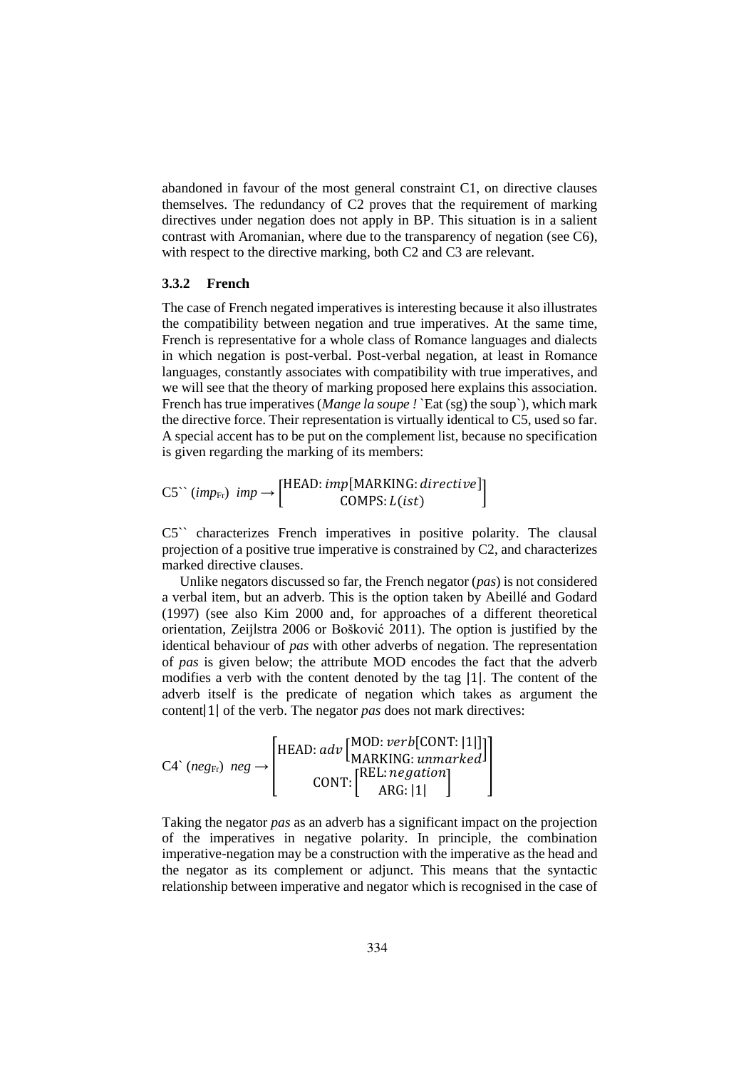abandoned in favour of the most general constraint C1, on directive clauses themselves. The redundancy of C2 proves that the requirement of marking directives under negation does not apply in BP. This situation is in a salient contrast with Aromanian, where due to the transparency of negation (see C6), with respect to the directive marking, both C2 and C3 are relevant.

### 3.3.2 French

The case of French negated imperatives is interesting because it also illustrates the compatibility between negation and true imperatives. At the same time, French is representative for a whole class of Romance languages and dialects in which negation is post-verbal. Post-verbal negation, at least in Romance languages, constantly associates with compatibility with true imperatives, and we will see that the theory of marking proposed here explains this association. French has true imperatives (*Mange la soupe !* `Eat (sg) the soup`), which mark the directive force. Their representation is virtually identical to C5, used so far. A special accent has to be put on the complement list, because no specification is given regarding the marking of its members:

C5`` ($imp_{\text{Fr}}$) $imp \rightarrow \begin{bmatrix} \text{HEAD: } imp[\text{MARKING: } directive] \\ \text{COMPS: } L(ist) \end{bmatrix}$

C5`` characterizes French imperatives in positive polarity. The clausal projection of a positive true imperative is constrained by C2, and characterizes marked directive clauses.

Unlike negators discussed so far, the French negator (*pas*) is not considered a verbal item, but an adverb. This is the option taken by Abeillé and Godard (1997) (see also Kim 2000 and, for approaches of a different theoretical orientation, Zeijlstra 2006 or Bošković 2011). The option is justified by the identical behaviour of *pas* with other adverbs of negation. The representation of *pas* is given below; the attribute MOD encodes the fact that the adverb modifies a verb with the content denoted by the tag |1|. The content of the adverb itself is the predicate of negation which takes as argument the content|1| of the verb. The negator *pas* does not mark directives:

C4` ($neg_{\text{Fr}}$) $neg \rightarrow \begin{bmatrix} \text{HEAD: } adv \begin{bmatrix} \text{MOD: } verb[\text{CONT: } |1|] \\ \text{MARKING: } unmarked \end{bmatrix} \\ \text{CONT: } \begin{bmatrix} \text{REL: } negation \\ \text{ARG: } |1| \end{bmatrix} \end{bmatrix}$

Taking the negator *pas* as an adverb has a significant impact on the projection of the imperatives in negative polarity. In principle, the combination imperative-negation may be a construction with the imperative as the head and the negator as its complement or adjunct. This means that the syntactic relationship between imperative and negator which is recognised in the case of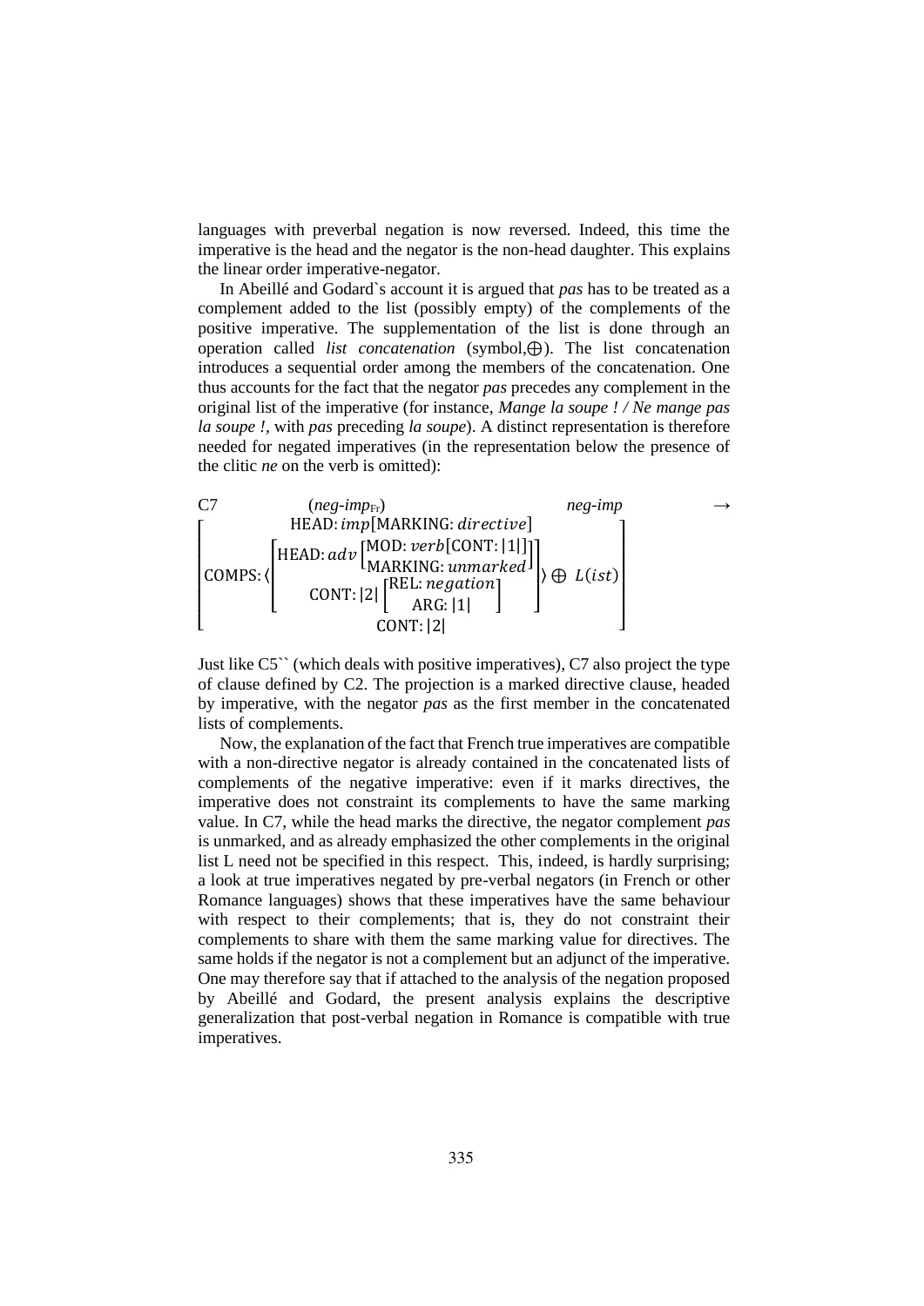languages with preverbal negation is now reversed. Indeed, this time the imperative is the head and the negator is the non-head daughter. This explains the linear order imperative-negator.

In Abeillé and Godard`s account it is argued that *pas* has to be treated as a complement added to the list (possibly empty) of the complements of the positive imperative. The supplementation of the list is done through an operation called *list concatenation* (symbol,⨁). The list concatenation introduces a sequential order among the members of the concatenation. One thus accounts for the fact that the negator *pas* precedes any complement in the original list of the imperative (for instance, *Mange la soupe ! / Ne mange pas la soupe !*, with *pas* preceding *la soupe*). A distinct representation is therefore needed for negated imperatives (in the representation below the presence of the clitic *ne* on the verb is omitted):

C7 (*neg-imp*$_{Fr}$) *neg-imp* →

$$\begin{bmatrix} \text{HEAD: } imp[\text{MARKING: } directive] \\ \text{COMPS: } \langle \begin{bmatrix} \text{HEAD: } adv \begin{bmatrix} \text{MOD: } verb[\text{CONT: } |1|] \\ \text{MARKING: } unmarked \end{bmatrix} \\ \text{CONT: } |2| \begin{bmatrix} \text{REL: } negation \\ \text{ARG: } |1| \end{bmatrix} \end{bmatrix} \rangle \oplus L(ist) \\ \text{CONT: } |2| \end{bmatrix}$$

Just like C5`` (which deals with positive imperatives), C7 also project the type of clause defined by C2. The projection is a marked directive clause, headed by imperative, with the negator *pas* as the first member in the concatenated lists of complements.

Now, the explanation of the fact that French true imperatives are compatible with a non-directive negator is already contained in the concatenated lists of complements of the negative imperative: even if it marks directives, the imperative does not constraint its complements to have the same marking value. In C7, while the head marks the directive, the negator complement *pas* is unmarked, and as already emphasized the other complements in the original list L need not be specified in this respect. This, indeed, is hardly surprising; a look at true imperatives negated by pre-verbal negators (in French or other Romance languages) shows that these imperatives have the same behaviour with respect to their complements; that is, they do not constraint their complements to share with them the same marking value for directives. The same holds if the negator is not a complement but an adjunct of the imperative. One may therefore say that if attached to the analysis of the negation proposed by Abeillé and Godard, the present analysis explains the descriptive generalization that post-verbal negation in Romance is compatible with true imperatives.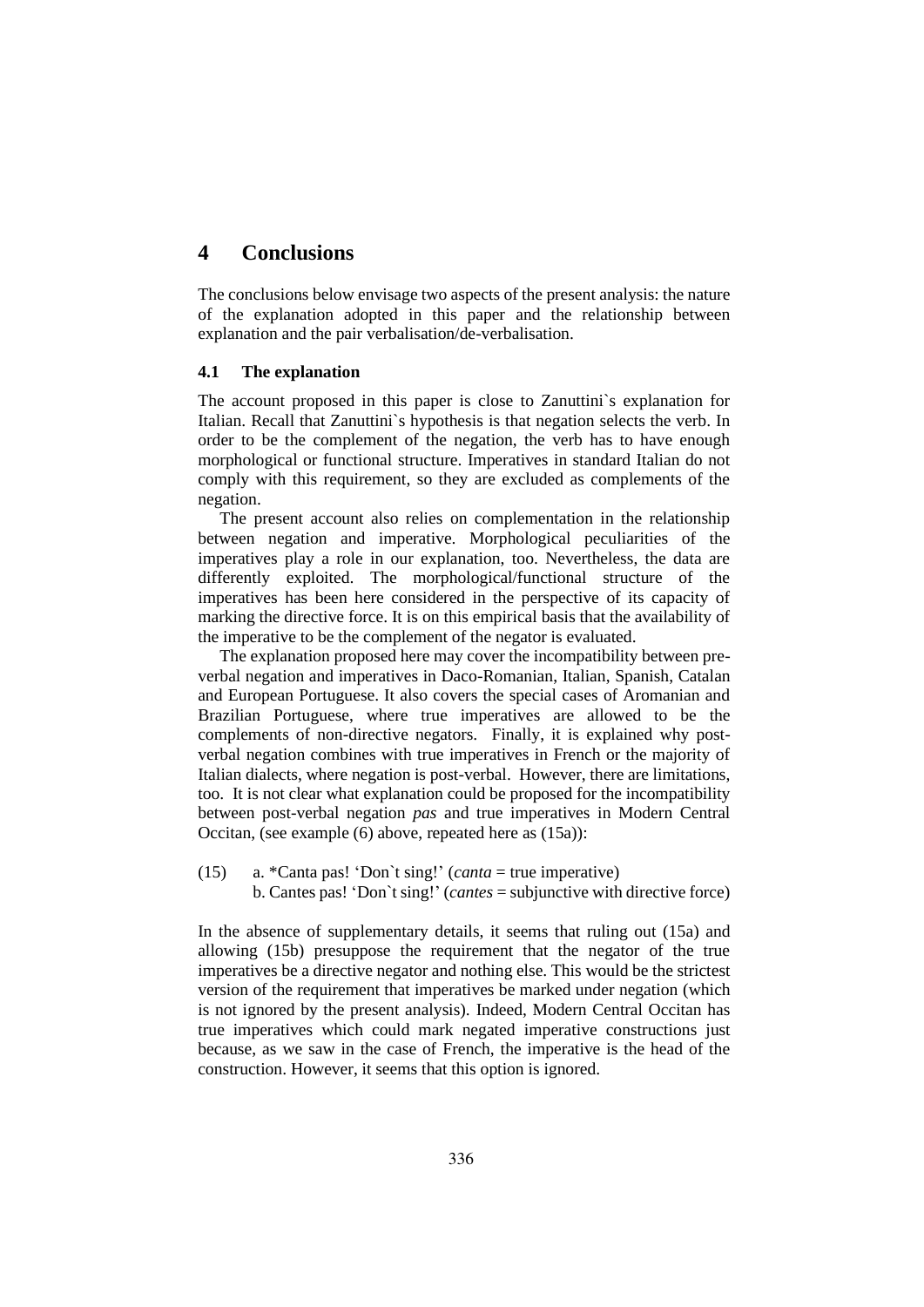# 4 Conclusions

The conclusions below envisage two aspects of the present analysis: the nature of the explanation adopted in this paper and the relationship between explanation and the pair verbalisation/de-verbalisation.

## 4.1 The explanation

The account proposed in this paper is close to Zanuttini`s explanation for Italian. Recall that Zanuttini`s hypothesis is that negation selects the verb. In order to be the complement of the negation, the verb has to have enough morphological or functional structure. Imperatives in standard Italian do not comply with this requirement, so they are excluded as complements of the negation.

The present account also relies on complementation in the relationship between negation and imperative. Morphological peculiarities of the imperatives play a role in our explanation, too. Nevertheless, the data are differently exploited. The morphological/functional structure of the imperatives has been here considered in the perspective of its capacity of marking the directive force. It is on this empirical basis that the availability of the imperative to be the complement of the negator is evaluated.

The explanation proposed here may cover the incompatibility between pre-verbal negation and imperatives in Daco-Romanian, Italian, Spanish, Catalan and European Portuguese. It also covers the special cases of Aromanian and Brazilian Portuguese, where true imperatives are allowed to be the complements of non-directive negators. Finally, it is explained why post-verbal negation combines with true imperatives in French or the majority of Italian dialects, where negation is post-verbal. However, there are limitations, too. It is not clear what explanation could be proposed for the incompatibility between post-verbal negation *pas* and true imperatives in Modern Central Occitan, (see example (6) above, repeated here as (15a)):

(15) a. *Canta pas! 'Don`t sing!' (*canta* = true imperative)
b. Cantes pas! 'Don`t sing!' (*cantes* = subjunctive with directive force)

In the absence of supplementary details, it seems that ruling out (15a) and allowing (15b) presuppose the requirement that the negator of the true imperatives be a directive negator and nothing else. This would be the strictest version of the requirement that imperatives be marked under negation (which is not ignored by the present analysis). Indeed, Modern Central Occitan has true imperatives which could mark negated imperative constructions just because, as we saw in the case of French, the imperative is the head of the construction. However, it seems that this option is ignored.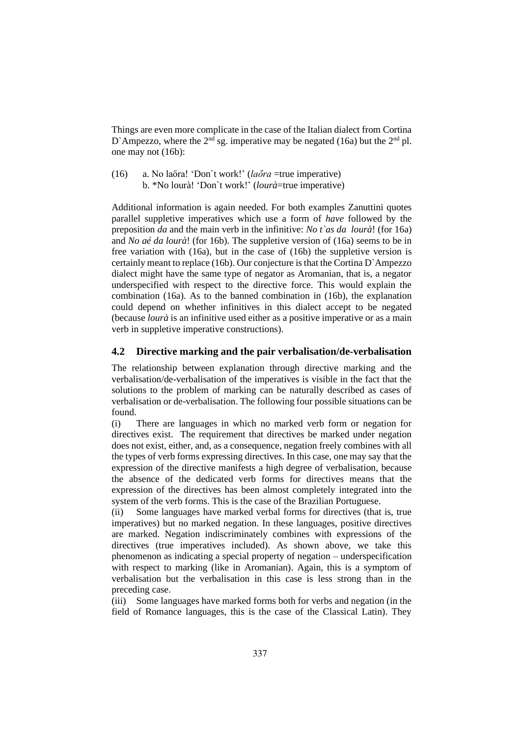Things are even more complicate in the case of the Italian dialect from Cortina D`Ampezzo, where the 2nd sg. imperative may be negated (16a) but the 2nd pl. one may not (16b):

(16) a. No laőra! 'Don`t work!' (*laőra* =true imperative)
b. *No lourà! 'Don`t work!' (*lourà*=true imperative)

Additional information is again needed. For both examples Zanuttini quotes parallel suppletive imperatives which use a form of *have* followed by the preposition *da* and the main verb in the infinitive: *No t`as da lourà*! (for 16a) and *No aé da lourà*! (for 16b). The suppletive version of (16a) seems to be in free variation with (16a), but in the case of (16b) the suppletive version is certainly meant to replace (16b). Our conjecture is that the Cortina D`Ampezzo dialect might have the same type of negator as Aromanian, that is, a negator underspecified with respect to the directive force. This would explain the combination (16a). As to the banned combination in (16b), the explanation could depend on whether infinitives in this dialect accept to be negated (because *lourà* is an infinitive used either as a positive imperative or as a main verb in suppletive imperative constructions).

## 4.2 Directive marking and the pair verbalisation/de-verbalisation

The relationship between explanation through directive marking and the verbalisation/de-verbalisation of the imperatives is visible in the fact that the solutions to the problem of marking can be naturally described as cases of verbalisation or de-verbalisation. The following four possible situations can be found.

(i) There are languages in which no marked verb form or negation for directives exist. The requirement that directives be marked under negation does not exist, either, and, as a consequence, negation freely combines with all the types of verb forms expressing directives. In this case, one may say that the expression of the directive manifests a high degree of verbalisation, because the absence of the dedicated verb forms for directives means that the expression of the directives has been almost completely integrated into the system of the verb forms. This is the case of the Brazilian Portuguese.

(ii) Some languages have marked verbal forms for directives (that is, true imperatives) but no marked negation. In these languages, positive directives are marked. Negation indiscriminately combines with expressions of the directives (true imperatives included). As shown above, we take this phenomenon as indicating a special property of negation – underspecification with respect to marking (like in Aromanian). Again, this is a symptom of verbalisation but the verbalisation in this case is less strong than in the preceding case.

(iii) Some languages have marked forms both for verbs and negation (in the field of Romance languages, this is the case of the Classical Latin). They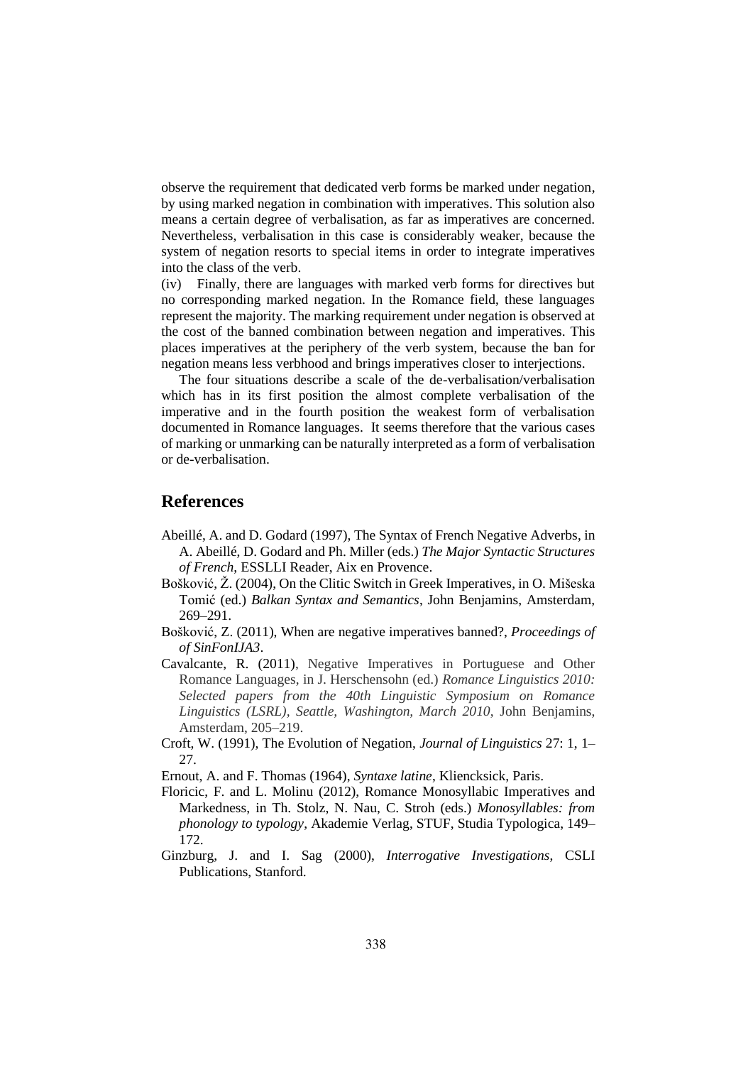observe the requirement that dedicated verb forms be marked under negation, by using marked negation in combination with imperatives. This solution also means a certain degree of verbalisation, as far as imperatives are concerned. Nevertheless, verbalisation in this case is considerably weaker, because the system of negation resorts to special items in order to integrate imperatives into the class of the verb.

(iv) Finally, there are languages with marked verb forms for directives but no corresponding marked negation. In the Romance field, these languages represent the majority. The marking requirement under negation is observed at the cost of the banned combination between negation and imperatives. This places imperatives at the periphery of the verb system, because the ban for negation means less verbhood and brings imperatives closer to interjections.

The four situations describe a scale of the de-verbalisation/verbalisation which has in its first position the almost complete verbalisation of the imperative and in the fourth position the weakest form of verbalisation documented in Romance languages. It seems therefore that the various cases of marking or unmarking can be naturally interpreted as a form of verbalisation or de-verbalisation.

## References

Abeillé, A. and D. Godard (1997), The Syntax of French Negative Adverbs, in A. Abeillé, D. Godard and Ph. Miller (eds.) *The Major Syntactic Structures of French*, ESSLLI Reader, Aix en Provence.

Bošković, Ž. (2004), On the Clitic Switch in Greek Imperatives, in O. Mišeska Tomić (ed.) *Balkan Syntax and Semantics*, John Benjamins, Amsterdam, 269–291.

Bošković, Z. (2011), When are negative imperatives banned?, *Proceedings of of SinFonIJA3*.

Cavalcante, R. (2011), Negative Imperatives in Portuguese and Other Romance Languages, in J. Herschensohn (ed.) *Romance Linguistics 2010: Selected papers from the 40th Linguistic Symposium on Romance Linguistics (LSRL), Seattle, Washington, March 2010*, John Benjamins, Amsterdam, 205–219.

Croft, W. (1991), The Evolution of Negation, *Journal of Linguistics* 27: 1, 1–27.

Ernout, A. and F. Thomas (1964), *Syntaxe latine*, Kliencksick, Paris.

Floricic, F. and L. Molinu (2012), Romance Monosyllabic Imperatives and Markedness, in Th. Stolz, N. Nau, C. Stroh (eds.) *Monosyllables: from phonology to typology*, Akademie Verlag, STUF, Studia Typologica, 149–172.

Ginzburg, J. and I. Sag (2000), *Interrogative Investigations*, CSLI Publications, Stanford.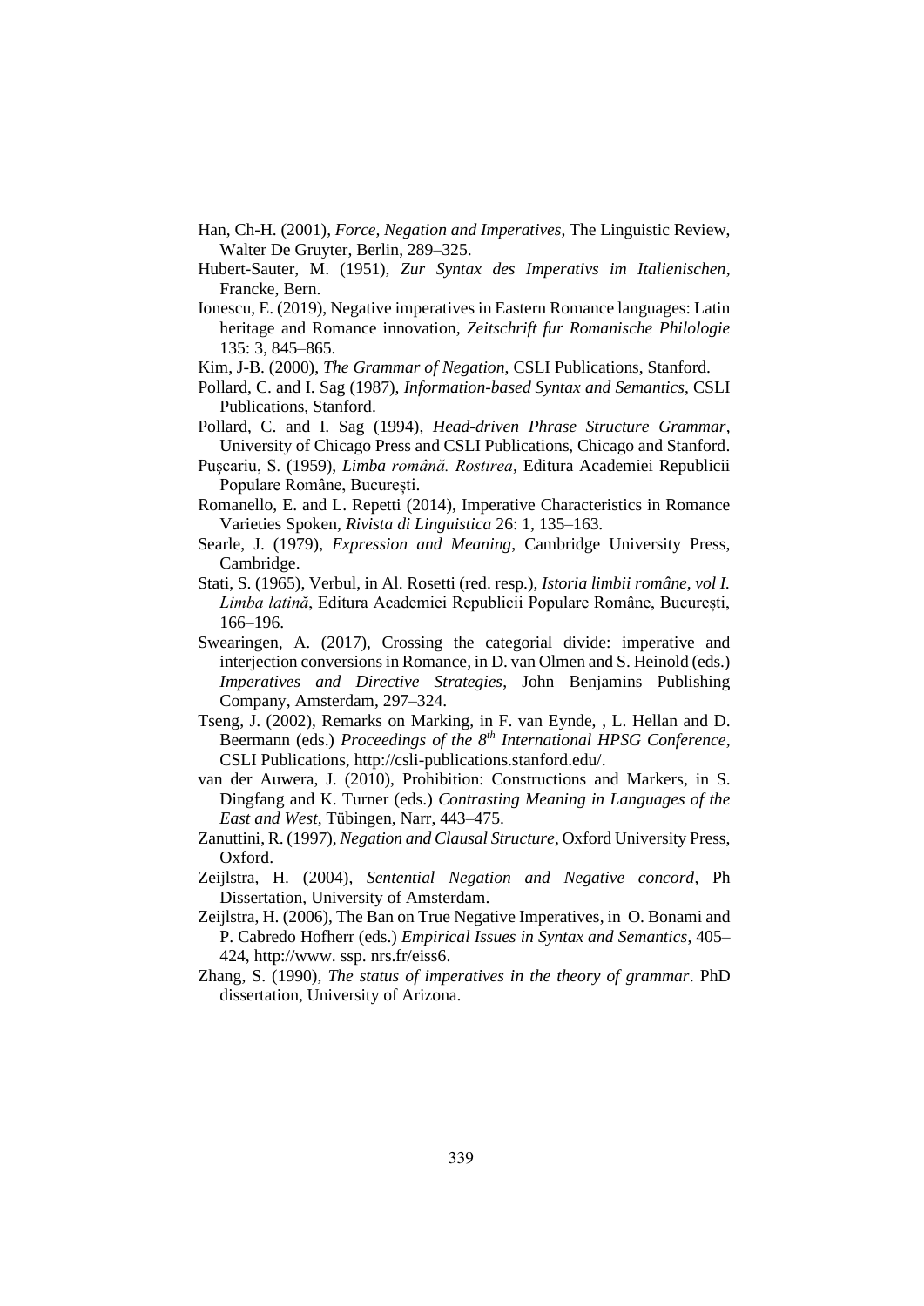Han, Ch-H. (2001), *Force, Negation and Imperatives*, The Linguistic Review, Walter De Gruyter, Berlin, 289–325.

Hubert-Sauter, M. (1951), *Zur Syntax des Imperativs im Italienischen*, Francke, Bern.

Ionescu, E. (2019), Negative imperatives in Eastern Romance languages: Latin heritage and Romance innovation, *Zeitschrift fur Romanische Philologie* 135: 3, 845–865.

Kim, J-B. (2000), *The Grammar of Negation*, CSLI Publications, Stanford.

Pollard, C. and I. Sag (1987), *Information-based Syntax and Semantics*, CSLI Publications, Stanford.

Pollard, C. and I. Sag (1994), *Head-driven Phrase Structure Grammar*, University of Chicago Press and CSLI Publications, Chicago and Stanford.

Pușcariu, S. (1959), *Limba română. Rostirea*, Editura Academiei Republicii Populare Române, București.

Romanello, E. and L. Repetti (2014), Imperative Characteristics in Romance Varieties Spoken, *Rivista di Linguistica* 26: 1, 135–163.

Searle, J. (1979), *Expression and Meaning*, Cambridge University Press, Cambridge.

Stati, S. (1965), Verbul, in Al. Rosetti (red. resp.), *Istoria limbii române, vol I. Limba latină*, Editura Academiei Republicii Populare Române, București, 166–196.

Swearingen, A. (2017), Crossing the categorial divide: imperative and interjection conversions in Romance, in D. van Olmen and S. Heinold (eds.) *Imperatives and Directive Strategies*, John Benjamins Publishing Company, Amsterdam, 297–324.

Tseng, J. (2002), Remarks on Marking, in F. van Eynde, , L. Hellan and D. Beermann (eds.) *Proceedings of the 8th International HPSG Conference*, CSLI Publications, http://csli-publications.stanford.edu/.

van der Auwera, J. (2010), Prohibition: Constructions and Markers, in S. Dingfang and K. Turner (eds.) *Contrasting Meaning in Languages of the East and West*, Tübingen, Narr, 443–475.

Zanuttini, R. (1997), *Negation and Clausal Structure*, Oxford University Press, Oxford.

Zeijlstra, H. (2004), *Sentential Negation and Negative concord*, Ph Dissertation, University of Amsterdam.

Zeijlstra, H. (2006), The Ban on True Negative Imperatives, in O. Bonami and P. Cabredo Hofherr (eds.) *Empirical Issues in Syntax and Semantics*, 405–424, http://www. ssp. nrs.fr/eiss6.

Zhang, S. (1990), *The status of imperatives in the theory of grammar*. PhD dissertation, University of Arizona.